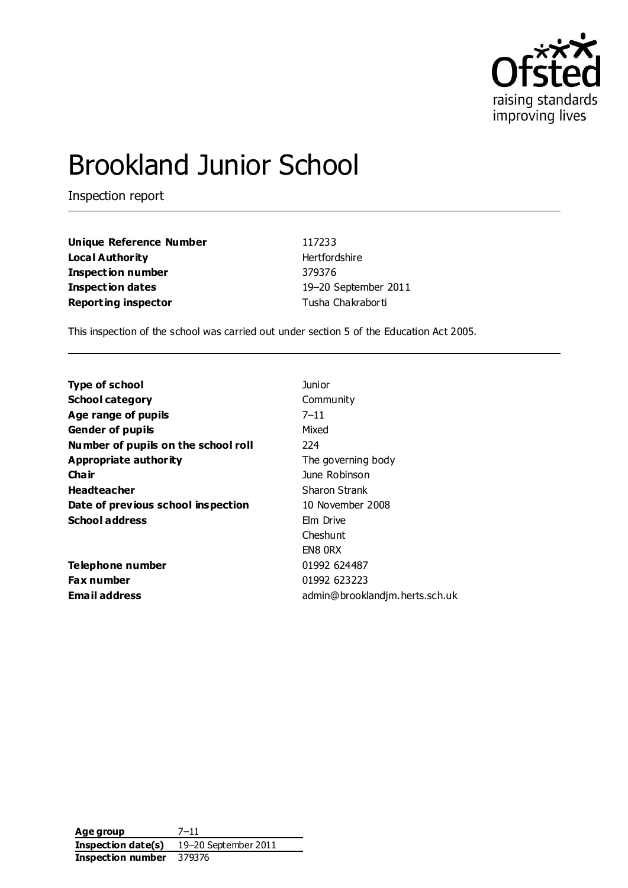# Brookland Junior School

Inspection report

| | |
|---|---|
| **Unique Reference Number** | 117233 |
| **Local Authority** | Hertfordshire |
| **Inspection number** | 379376 |
| **Inspection dates** | 19–20 September 2011 |
| **Reporting inspector** | Tusha Chakraborti |

This inspection of the school was carried out under section 5 of the Education Act 2005.

| | |
|---|---|
| **Type of school** | Junior |
| **School category** | Community |
| **Age range of pupils** | 7–11 |
| **Gender of pupils** | Mixed |
| **Number of pupils on the school roll** | 224 |
| **Appropriate authority** | The governing body |
| **Chair** | June Robinson |
| **Headteacher** | Sharon Strank |
| **Date of previous school inspection** | 10 November 2008 |
| **School address** | Elm Drive<br>Cheshunt<br>EN8 0RX |
| **Telephone number** | 01992 624487 |
| **Fax number** | 01992 623223 |
| **Email address** | admin@brooklandjm.herts.sch.uk |

| | |
|---|---|
| **Age group** | 7–11 |
| **Inspection date(s)** | 19–20 September 2011 |
| **Inspection number** | 379376 |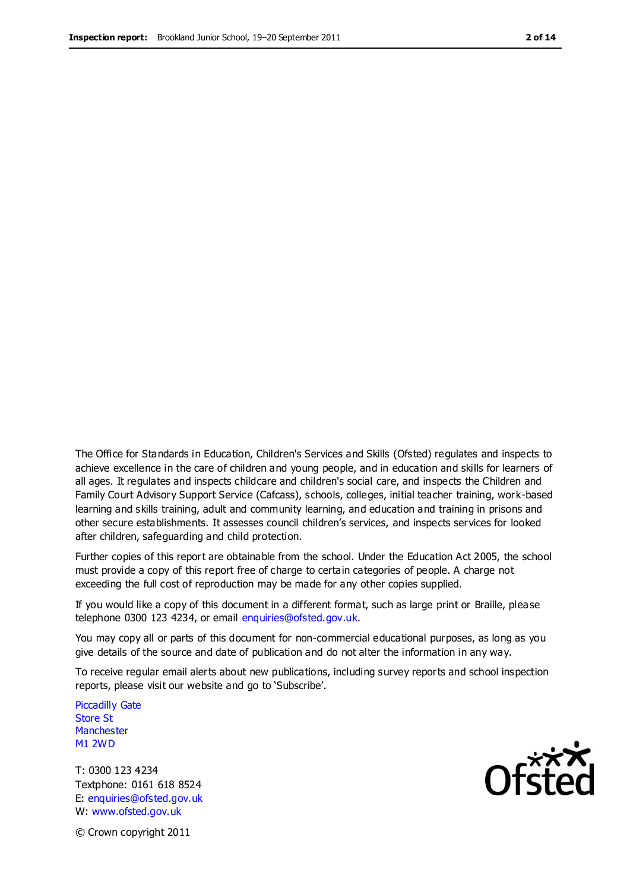The Office for Standards in Education, Children's Services and Skills (Ofsted) regulates and inspects to achieve excellence in the care of children and young people, and in education and skills for learners of all ages. It regulates and inspects childcare and children's social care, and inspects the Children and Family Court Advisory Support Service (Cafcass), schools, colleges, initial teacher training, work-based learning and skills training, adult and community learning, and education and training in prisons and other secure establishments. It assesses council children's services, and inspects services for looked after children, safeguarding and child protection.

Further copies of this report are obtainable from the school. Under the Education Act 2005, the school must provide a copy of this report free of charge to certain categories of people. A charge not exceeding the full cost of reproduction may be made for any other copies supplied.

If you would like a copy of this document in a different format, such as large print or Braille, please telephone 0300 123 4234, or email enquiries@ofsted.gov.uk.

You may copy all or parts of this document for non-commercial educational purposes, as long as you give details of the source and date of publication and do not alter the information in any way.

To receive regular email alerts about new publications, including survey reports and school inspection reports, please visit our website and go to 'Subscribe'.

Piccadilly Gate
Store St
Manchester
M1 2WD

T: 0300 123 4234
Textphone: 0161 618 8524
E: enquiries@ofsted.gov.uk
W: www.ofsted.gov.uk

© Crown copyright 2011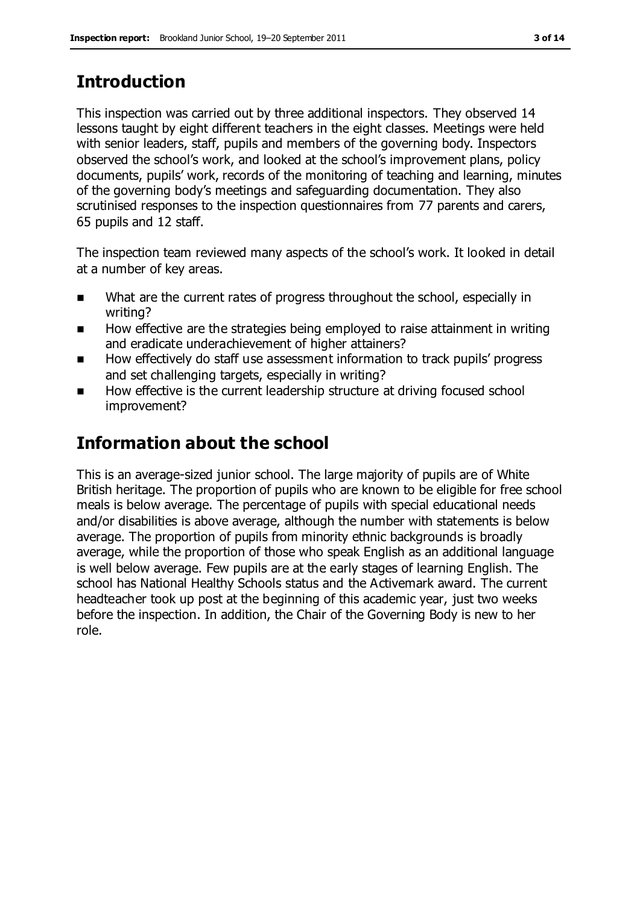## Introduction

This inspection was carried out by three additional inspectors. They observed 14 lessons taught by eight different teachers in the eight classes. Meetings were held with senior leaders, staff, pupils and members of the governing body. Inspectors observed the school's work, and looked at the school's improvement plans, policy documents, pupils' work, records of the monitoring of teaching and learning, minutes of the governing body's meetings and safeguarding documentation. They also scrutinised responses to the inspection questionnaires from 77 parents and carers, 65 pupils and 12 staff.

The inspection team reviewed many aspects of the school's work. It looked in detail at a number of key areas.

- What are the current rates of progress throughout the school, especially in writing?
- How effective are the strategies being employed to raise attainment in writing and eradicate underachievement of higher attainers?
- How effectively do staff use assessment information to track pupils' progress and set challenging targets, especially in writing?
- How effective is the current leadership structure at driving focused school improvement?

## Information about the school

This is an average-sized junior school. The large majority of pupils are of White British heritage. The proportion of pupils who are known to be eligible for free school meals is below average. The percentage of pupils with special educational needs and/or disabilities is above average, although the number with statements is below average. The proportion of pupils from minority ethnic backgrounds is broadly average, while the proportion of those who speak English as an additional language is well below average. Few pupils are at the early stages of learning English. The school has National Healthy Schools status and the Activemark award. The current headteacher took up post at the beginning of this academic year, just two weeks before the inspection. In addition, the Chair of the Governing Body is new to her role.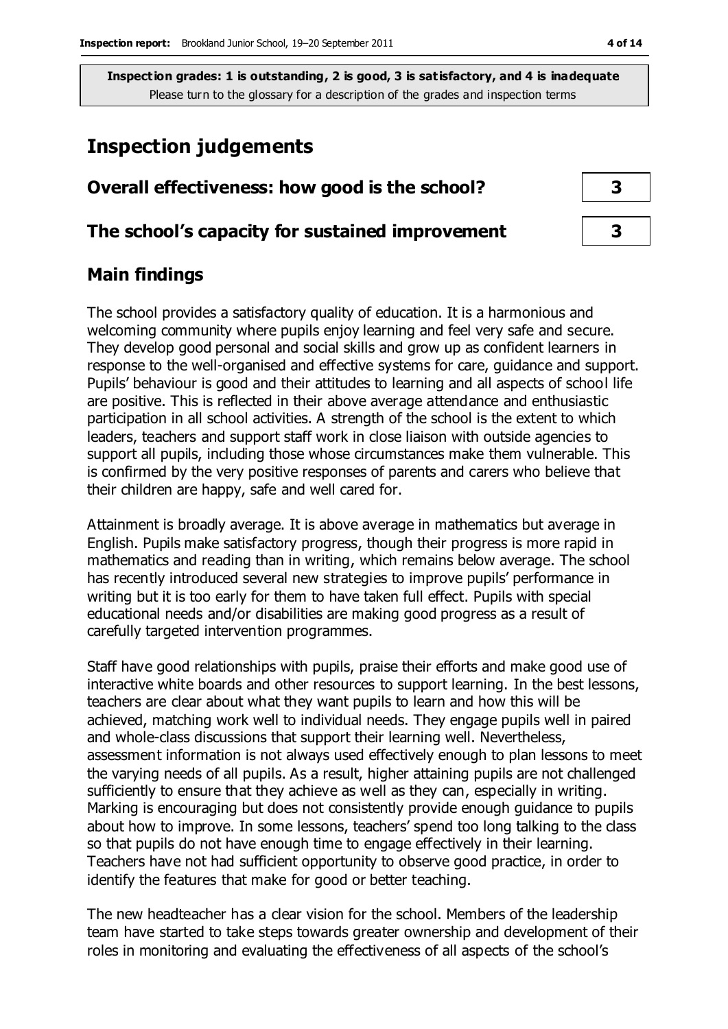**Inspection grades: 1 is outstanding, 2 is good, 3 is satisfactory, and 4 is inadequate**
Please turn to the glossary for a description of the grades and inspection terms

# Inspection judgements

| | |
|---|---|
| **Overall effectiveness: how good is the school?** | **3** |
| **The school's capacity for sustained improvement** | **3** |

## Main findings

The school provides a satisfactory quality of education. It is a harmonious and welcoming community where pupils enjoy learning and feel very safe and secure. They develop good personal and social skills and grow up as confident learners in response to the well-organised and effective systems for care, guidance and support. Pupils' behaviour is good and their attitudes to learning and all aspects of school life are positive. This is reflected in their above average attendance and enthusiastic participation in all school activities. A strength of the school is the extent to which leaders, teachers and support staff work in close liaison with outside agencies to support all pupils, including those whose circumstances make them vulnerable. This is confirmed by the very positive responses of parents and carers who believe that their children are happy, safe and well cared for.

Attainment is broadly average. It is above average in mathematics but average in English. Pupils make satisfactory progress, though their progress is more rapid in mathematics and reading than in writing, which remains below average. The school has recently introduced several new strategies to improve pupils' performance in writing but it is too early for them to have taken full effect. Pupils with special educational needs and/or disabilities are making good progress as a result of carefully targeted intervention programmes.

Staff have good relationships with pupils, praise their efforts and make good use of interactive white boards and other resources to support learning. In the best lessons, teachers are clear about what they want pupils to learn and how this will be achieved, matching work well to individual needs. They engage pupils well in paired and whole-class discussions that support their learning well. Nevertheless, assessment information is not always used effectively enough to plan lessons to meet the varying needs of all pupils. As a result, higher attaining pupils are not challenged sufficiently to ensure that they achieve as well as they can, especially in writing. Marking is encouraging but does not consistently provide enough guidance to pupils about how to improve. In some lessons, teachers' spend too long talking to the class so that pupils do not have enough time to engage effectively in their learning. Teachers have not had sufficient opportunity to observe good practice, in order to identify the features that make for good or better teaching.

The new headteacher has a clear vision for the school. Members of the leadership team have started to take steps towards greater ownership and development of their roles in monitoring and evaluating the effectiveness of all aspects of the school's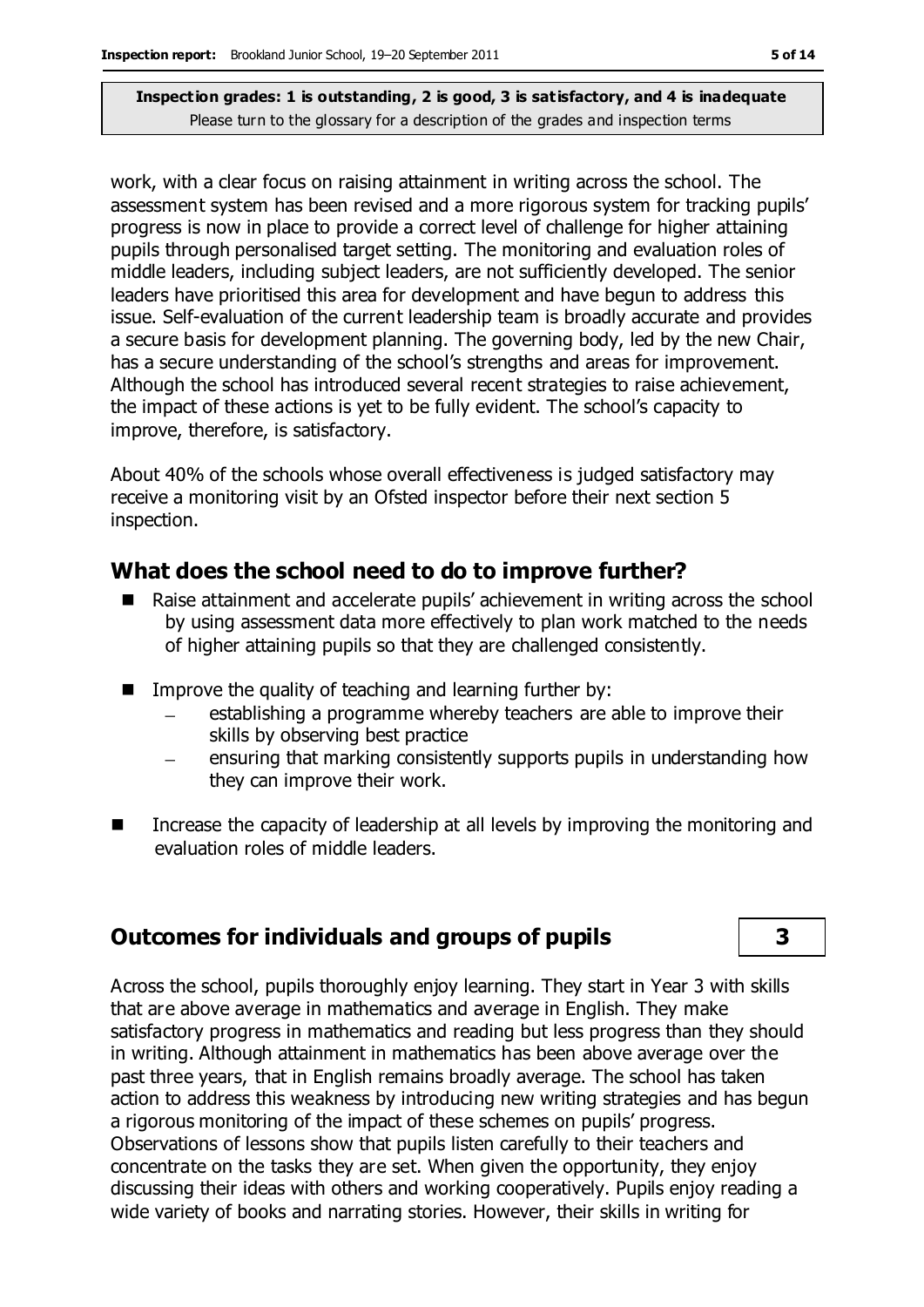work, with a clear focus on raising attainment in writing across the school. The assessment system has been revised and a more rigorous system for tracking pupils' progress is now in place to provide a correct level of challenge for higher attaining pupils through personalised target setting. The monitoring and evaluation roles of middle leaders, including subject leaders, are not sufficiently developed. The senior leaders have prioritised this area for development and have begun to address this issue. Self-evaluation of the current leadership team is broadly accurate and provides a secure basis for development planning. The governing body, led by the new Chair, has a secure understanding of the school's strengths and areas for improvement. Although the school has introduced several recent strategies to raise achievement, the impact of these actions is yet to be fully evident. The school's capacity to improve, therefore, is satisfactory.

About 40% of the schools whose overall effectiveness is judged satisfactory may receive a monitoring visit by an Ofsted inspector before their next section 5 inspection.

## What does the school need to do to improve further?

- Raise attainment and accelerate pupils' achievement in writing across the school by using assessment data more effectively to plan work matched to the needs of higher attaining pupils so that they are challenged consistently.
- Improve the quality of teaching and learning further by:
  - establishing a programme whereby teachers are able to improve their skills by observing best practice
  - ensuring that marking consistently supports pupils in understanding how they can improve their work.
- Increase the capacity of leadership at all levels by improving the monitoring and evaluation roles of middle leaders.

## Outcomes for individuals and groups of pupils — 3

Across the school, pupils thoroughly enjoy learning. They start in Year 3 with skills that are above average in mathematics and average in English. They make satisfactory progress in mathematics and reading but less progress than they should in writing. Although attainment in mathematics has been above average over the past three years, that in English remains broadly average. The school has taken action to address this weakness by introducing new writing strategies and has begun a rigorous monitoring of the impact of these schemes on pupils' progress. Observations of lessons show that pupils listen carefully to their teachers and concentrate on the tasks they are set. When given the opportunity, they enjoy discussing their ideas with others and working cooperatively. Pupils enjoy reading a wide variety of books and narrating stories. However, their skills in writing for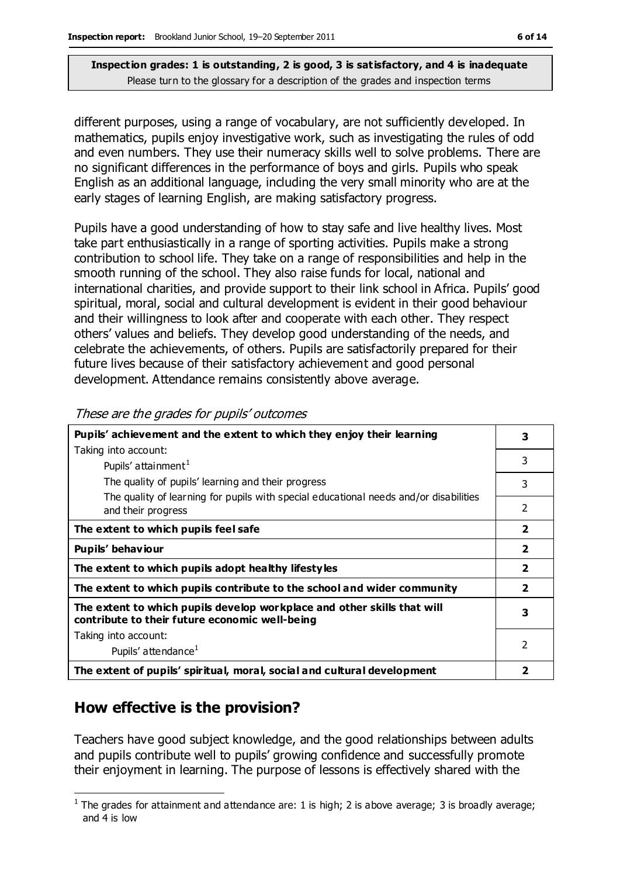**Inspection grades: 1 is outstanding, 2 is good, 3 is satisfactory, and 4 is inadequate**
Please turn to the glossary for a description of the grades and inspection terms

different purposes, using a range of vocabulary, are not sufficiently developed. In mathematics, pupils enjoy investigative work, such as investigating the rules of odd and even numbers. They use their numeracy skills well to solve problems. There are no significant differences in the performance of boys and girls. Pupils who speak English as an additional language, including the very small minority who are at the early stages of learning English, are making satisfactory progress.

Pupils have a good understanding of how to stay safe and live healthy lives. Most take part enthusiastically in a range of sporting activities. Pupils make a strong contribution to school life. They take on a range of responsibilities and help in the smooth running of the school. They also raise funds for local, national and international charities, and provide support to their link school in Africa. Pupils' good spiritual, moral, social and cultural development is evident in their good behaviour and their willingness to look after and cooperate with each other. They respect others' values and beliefs. They develop good understanding of the needs, and celebrate the achievements, of others. Pupils are satisfactorily prepared for their future lives because of their satisfactory achievement and good personal development. Attendance remains consistently above average.

*These are the grades for pupils' outcomes*

| | |
|---|---|
| **Pupils' achievement and the extent to which they enjoy their learning** | **3** |
| Taking into account: Pupils' attainment[1] | 3 |
| The quality of pupils' learning and their progress | 3 |
| The quality of learning for pupils with special educational needs and/or disabilities and their progress | 2 |
| **The extent to which pupils feel safe** | **2** |
| **Pupils' behaviour** | **2** |
| **The extent to which pupils adopt healthy lifestyles** | **2** |
| **The extent to which pupils contribute to the school and wider community** | **2** |
| **The extent to which pupils develop workplace and other skills that will contribute to their future economic well-being** | **3** |
| Taking into account: Pupils' attendance[1] | 2 |
| **The extent of pupils' spiritual, moral, social and cultural development** | **2** |

## How effective is the provision?

Teachers have good subject knowledge, and the good relationships between adults and pupils contribute well to pupils' growing confidence and successfully promote their enjoyment in learning. The purpose of lessons is effectively shared with the

[1] The grades for attainment and attendance are: 1 is high; 2 is above average; 3 is broadly average; and 4 is low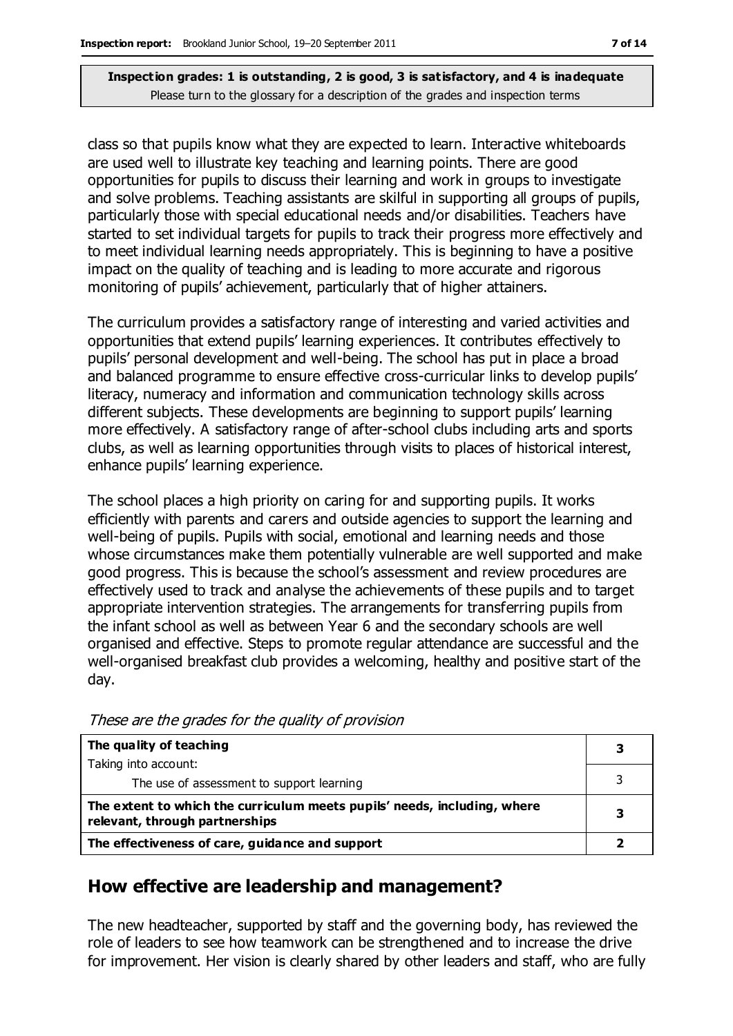**Inspection grades: 1 is outstanding, 2 is good, 3 is satisfactory, and 4 is inadequate**
Please turn to the glossary for a description of the grades and inspection terms

class so that pupils know what they are expected to learn. Interactive whiteboards are used well to illustrate key teaching and learning points. There are good opportunities for pupils to discuss their learning and work in groups to investigate and solve problems. Teaching assistants are skilful in supporting all groups of pupils, particularly those with special educational needs and/or disabilities. Teachers have started to set individual targets for pupils to track their progress more effectively and to meet individual learning needs appropriately. This is beginning to have a positive impact on the quality of teaching and is leading to more accurate and rigorous monitoring of pupils' achievement, particularly that of higher attainers.

The curriculum provides a satisfactory range of interesting and varied activities and opportunities that extend pupils' learning experiences. It contributes effectively to pupils' personal development and well-being. The school has put in place a broad and balanced programme to ensure effective cross-curricular links to develop pupils' literacy, numeracy and information and communication technology skills across different subjects. These developments are beginning to support pupils' learning more effectively. A satisfactory range of after-school clubs including arts and sports clubs, as well as learning opportunities through visits to places of historical interest, enhance pupils' learning experience.

The school places a high priority on caring for and supporting pupils. It works efficiently with parents and carers and outside agencies to support the learning and well-being of pupils. Pupils with social, emotional and learning needs and those whose circumstances make them potentially vulnerable are well supported and make good progress. This is because the school's assessment and review procedures are effectively used to track and analyse the achievements of these pupils and to target appropriate intervention strategies. The arrangements for transferring pupils from the infant school as well as between Year 6 and the secondary schools are well organised and effective. Steps to promote regular attendance are successful and the well-organised breakfast club provides a welcoming, healthy and positive start of the day.

*These are the grades for the quality of provision*

| | |
|---|---|
| **The quality of teaching**<br>Taking into account: | **3** |
| The use of assessment to support learning | 3 |
| **The extent to which the curriculum meets pupils' needs, including, where relevant, through partnerships** | **3** |
| **The effectiveness of care, guidance and support** | **2** |

## How effective are leadership and management?

The new headteacher, supported by staff and the governing body, has reviewed the role of leaders to see how teamwork can be strengthened and to increase the drive for improvement. Her vision is clearly shared by other leaders and staff, who are fully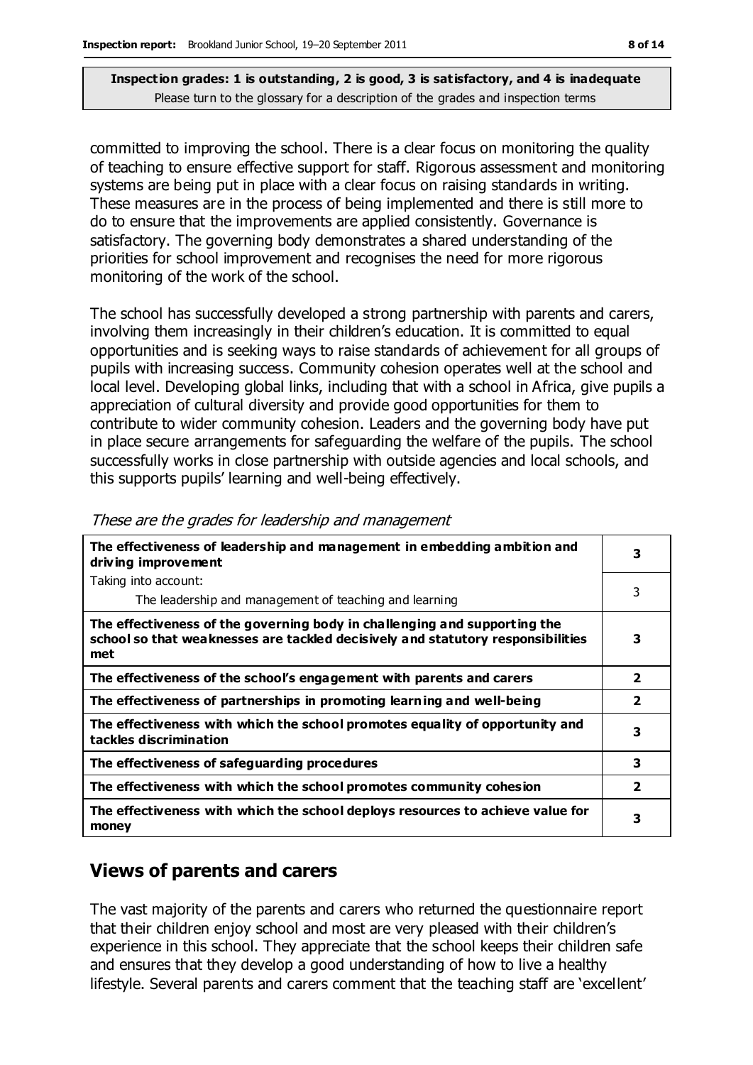**Inspection grades: 1 is outstanding, 2 is good, 3 is satisfactory, and 4 is inadequate**
Please turn to the glossary for a description of the grades and inspection terms

committed to improving the school. There is a clear focus on monitoring the quality of teaching to ensure effective support for staff. Rigorous assessment and monitoring systems are being put in place with a clear focus on raising standards in writing. These measures are in the process of being implemented and there is still more to do to ensure that the improvements are applied consistently. Governance is satisfactory. The governing body demonstrates a shared understanding of the priorities for school improvement and recognises the need for more rigorous monitoring of the work of the school.

The school has successfully developed a strong partnership with parents and carers, involving them increasingly in their children's education. It is committed to equal opportunities and is seeking ways to raise standards of achievement for all groups of pupils with increasing success. Community cohesion operates well at the school and local level. Developing global links, including that with a school in Africa, give pupils a appreciation of cultural diversity and provide good opportunities for them to contribute to wider community cohesion. Leaders and the governing body have put in place secure arrangements for safeguarding the welfare of the pupils. The school successfully works in close partnership with outside agencies and local schools, and this supports pupils' learning and well-being effectively.

*These are the grades for leadership and management*

| | |
|---|---|
| **The effectiveness of leadership and management in embedding ambition and driving improvement** | **3** |
| Taking into account:<br>The leadership and management of teaching and learning | 3 |
| **The effectiveness of the governing body in challenging and supporting the school so that weaknesses are tackled decisively and statutory responsibilities met** | **3** |
| **The effectiveness of the school's engagement with parents and carers** | **2** |
| **The effectiveness of partnerships in promoting learning and well-being** | **2** |
| **The effectiveness with which the school promotes equality of opportunity and tackles discrimination** | **3** |
| **The effectiveness of safeguarding procedures** | **3** |
| **The effectiveness with which the school promotes community cohesion** | **2** |
| **The effectiveness with which the school deploys resources to achieve value for money** | **3** |

## Views of parents and carers

The vast majority of the parents and carers who returned the questionnaire report that their children enjoy school and most are very pleased with their children's experience in this school. They appreciate that the school keeps their children safe and ensures that they develop a good understanding of how to live a healthy lifestyle. Several parents and carers comment that the teaching staff are 'excellent'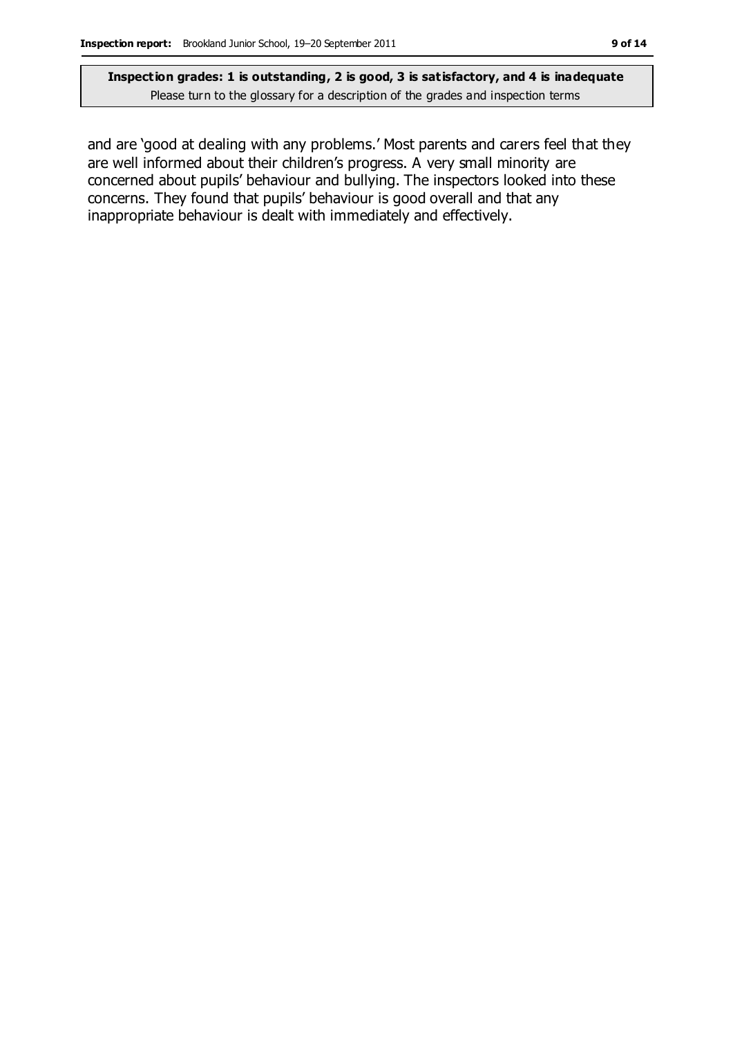and are 'good at dealing with any problems.' Most parents and carers feel that they are well informed about their children's progress. A very small minority are concerned about pupils' behaviour and bullying. The inspectors looked into these concerns. They found that pupils' behaviour is good overall and that any inappropriate behaviour is dealt with immediately and effectively.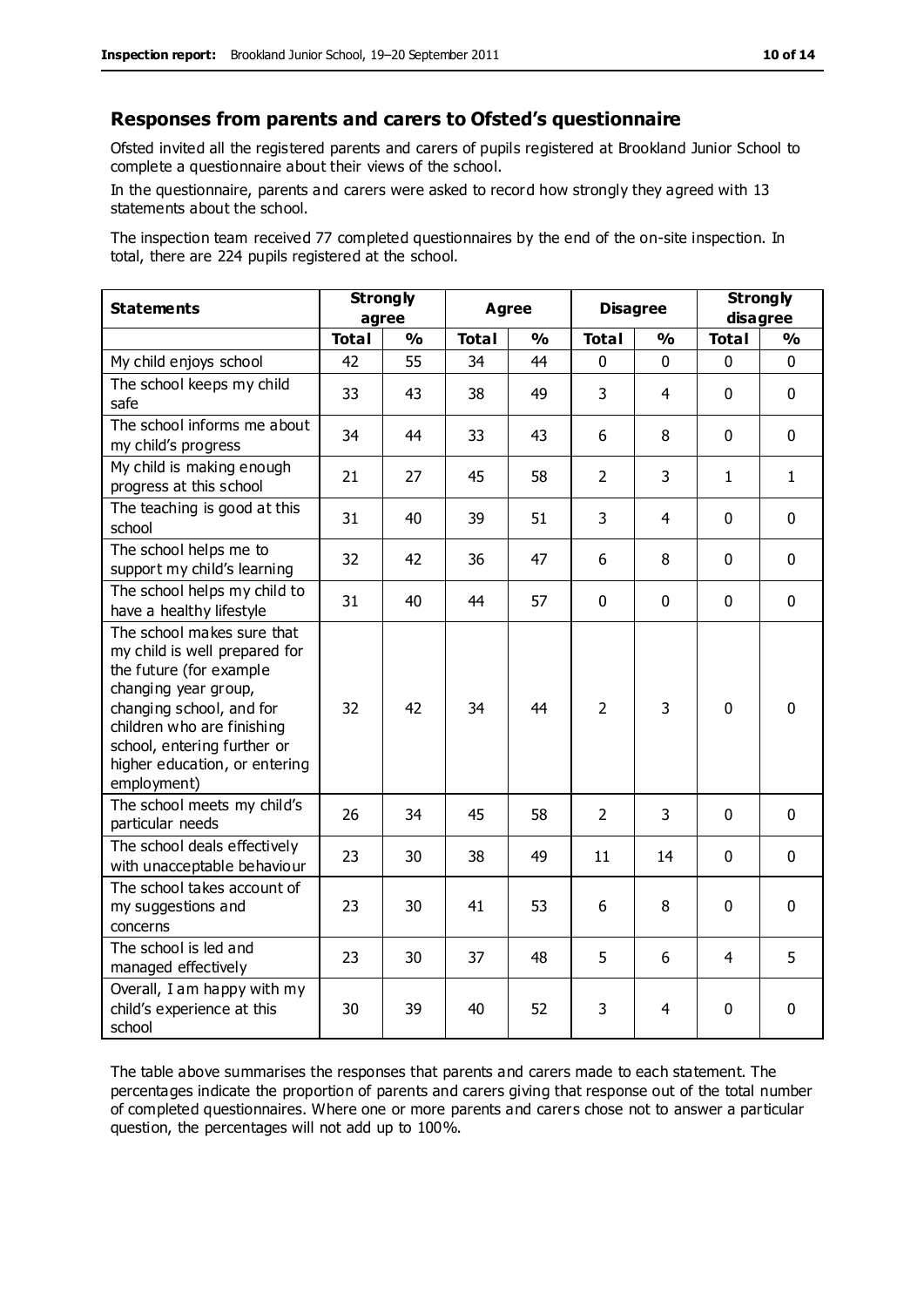## Responses from parents and carers to Ofsted's questionnaire

Ofsted invited all the registered parents and carers of pupils registered at Brookland Junior School to complete a questionnaire about their views of the school.

In the questionnaire, parents and carers were asked to record how strongly they agreed with 13 statements about the school.

The inspection team received 77 completed questionnaires by the end of the on-site inspection. In total, there are 224 pupils registered at the school.

| Statements | Strongly agree | | Agree | | Disagree | | Strongly disagree | |
|---|---|---|---|---|---|---|---|---|
| | Total | % | Total | % | Total | % | Total | % |
| My child enjoys school | 42 | 55 | 34 | 44 | 0 | 0 | 0 | 0 |
| The school keeps my child safe | 33 | 43 | 38 | 49 | 3 | 4 | 0 | 0 |
| The school informs me about my child's progress | 34 | 44 | 33 | 43 | 6 | 8 | 0 | 0 |
| My child is making enough progress at this school | 21 | 27 | 45 | 58 | 2 | 3 | 1 | 1 |
| The teaching is good at this school | 31 | 40 | 39 | 51 | 3 | 4 | 0 | 0 |
| The school helps me to support my child's learning | 32 | 42 | 36 | 47 | 6 | 8 | 0 | 0 |
| The school helps my child to have a healthy lifestyle | 31 | 40 | 44 | 57 | 0 | 0 | 0 | 0 |
| The school makes sure that my child is well prepared for the future (for example changing year group, changing school, and for children who are finishing school, entering further or higher education, or entering employment) | 32 | 42 | 34 | 44 | 2 | 3 | 0 | 0 |
| The school meets my child's particular needs | 26 | 34 | 45 | 58 | 2 | 3 | 0 | 0 |
| The school deals effectively with unacceptable behaviour | 23 | 30 | 38 | 49 | 11 | 14 | 0 | 0 |
| The school takes account of my suggestions and concerns | 23 | 30 | 41 | 53 | 6 | 8 | 0 | 0 |
| The school is led and managed effectively | 23 | 30 | 37 | 48 | 5 | 6 | 4 | 5 |
| Overall, I am happy with my child's experience at this school | 30 | 39 | 40 | 52 | 3 | 4 | 0 | 0 |

The table above summarises the responses that parents and carers made to each statement. The percentages indicate the proportion of parents and carers giving that response out of the total number of completed questionnaires. Where one or more parents and carers chose not to answer a particular question, the percentages will not add up to 100%.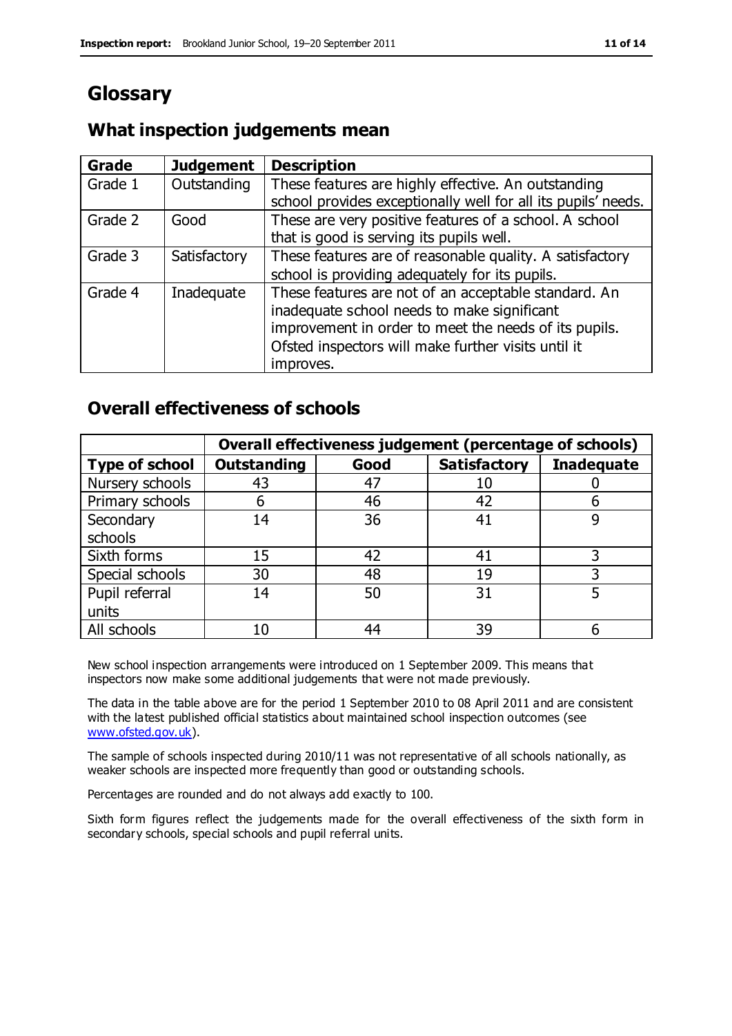# Glossary

## What inspection judgements mean

| Grade | Judgement | Description |
|---|---|---|
| Grade 1 | Outstanding | These features are highly effective. An outstanding school provides exceptionally well for all its pupils' needs. |
| Grade 2 | Good | These are very positive features of a school. A school that is good is serving its pupils well. |
| Grade 3 | Satisfactory | These features are of reasonable quality. A satisfactory school is providing adequately for its pupils. |
| Grade 4 | Inadequate | These features are not of an acceptable standard. An inadequate school needs to make significant improvement in order to meet the needs of its pupils. Ofsted inspectors will make further visits until it improves. |

## Overall effectiveness of schools

| | Overall effectiveness judgement (percentage of schools) | | | |
|---|---|---|---|---|
| **Type of school** | **Outstanding** | **Good** | **Satisfactory** | **Inadequate** |
| Nursery schools | 43 | 47 | 10 | 0 |
| Primary schools | 6 | 46 | 42 | 6 |
| Secondary schools | 14 | 36 | 41 | 9 |
| Sixth forms | 15 | 42 | 41 | 3 |
| Special schools | 30 | 48 | 19 | 3 |
| Pupil referral units | 14 | 50 | 31 | 5 |
| All schools | 10 | 44 | 39 | 6 |

New school inspection arrangements were introduced on 1 September 2009. This means that inspectors now make some additional judgements that were not made previously.

The data in the table above are for the period 1 September 2010 to 08 April 2011 and are consistent with the latest published official statistics about maintained school inspection outcomes (see www.ofsted.gov.uk).

The sample of schools inspected during 2010/11 was not representative of all schools nationally, as weaker schools are inspected more frequently than good or outstanding schools.

Percentages are rounded and do not always add exactly to 100.

Sixth form figures reflect the judgements made for the overall effectiveness of the sixth form in secondary schools, special schools and pupil referral units.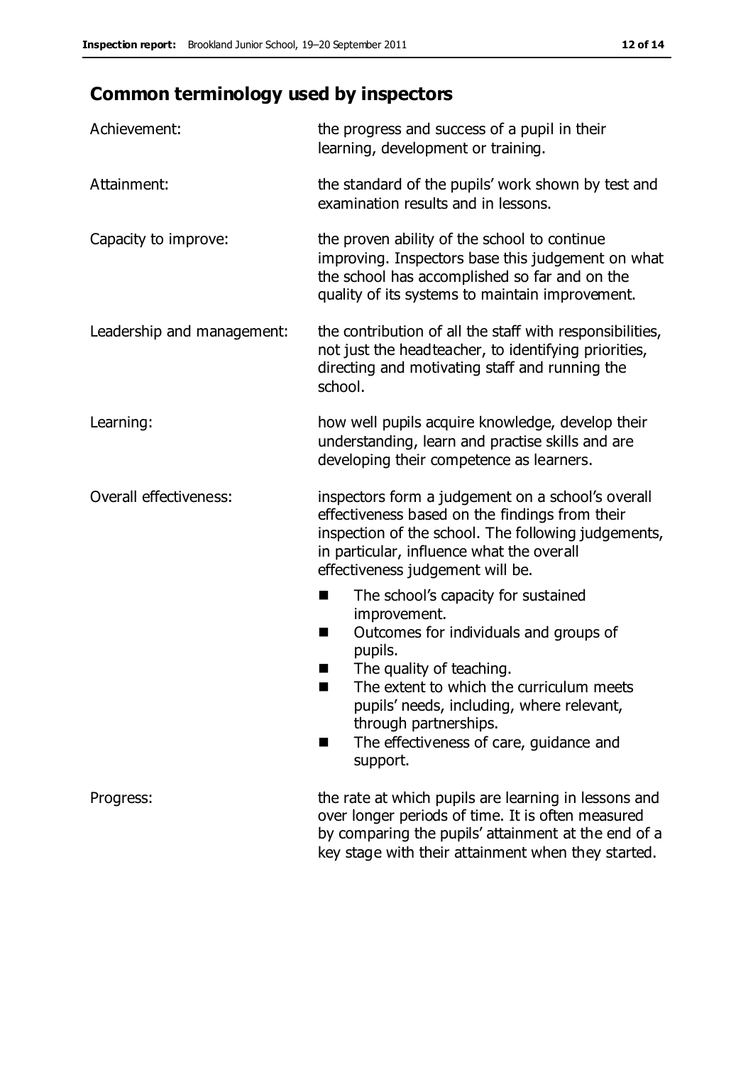## Common terminology used by inspectors

| | |
|---|---|
| Achievement: | the progress and success of a pupil in their learning, development or training. |
| Attainment: | the standard of the pupils' work shown by test and examination results and in lessons. |
| Capacity to improve: | the proven ability of the school to continue improving. Inspectors base this judgement on what the school has accomplished so far and on the quality of its systems to maintain improvement. |
| Leadership and management: | the contribution of all the staff with responsibilities, not just the headteacher, to identifying priorities, directing and motivating staff and running the school. |
| Learning: | how well pupils acquire knowledge, develop their understanding, learn and practise skills and are developing their competence as learners. |
| Overall effectiveness: | inspectors form a judgement on a school's overall effectiveness based on the findings from their inspection of the school. The following judgements, in particular, influence what the overall effectiveness judgement will be. <br>■ The school's capacity for sustained improvement.<br>■ Outcomes for individuals and groups of pupils.<br>■ The quality of teaching.<br>■ The extent to which the curriculum meets pupils' needs, including, where relevant, through partnerships.<br>■ The effectiveness of care, guidance and support. |
| Progress: | the rate at which pupils are learning in lessons and over longer periods of time. It is often measured by comparing the pupils' attainment at the end of a key stage with their attainment when they started. |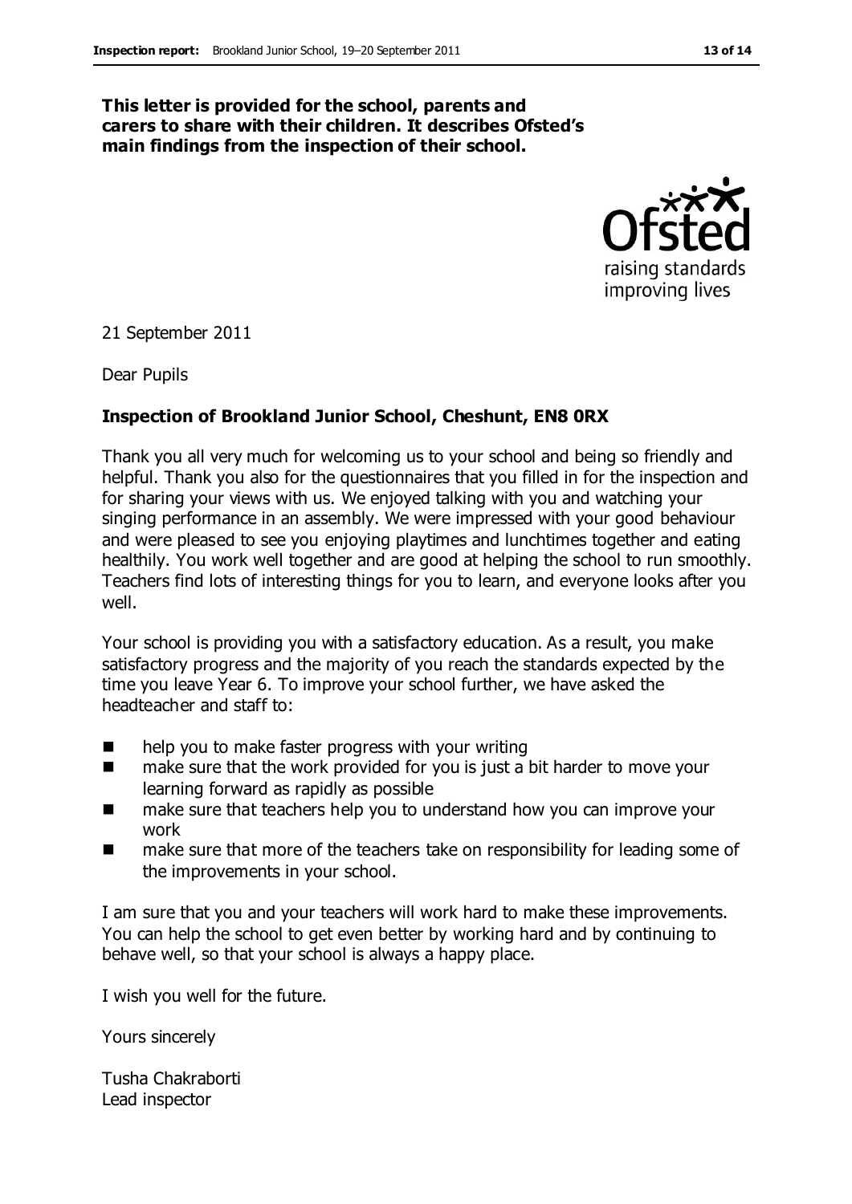**This letter is provided for the school, parents and carers to share with their children. It describes Ofsted's main findings from the inspection of their school.**

21 September 2011

Dear Pupils

**Inspection of Brookland Junior School, Cheshunt, EN8 0RX**

Thank you all very much for welcoming us to your school and being so friendly and helpful. Thank you also for the questionnaires that you filled in for the inspection and for sharing your views with us. We enjoyed talking with you and watching your singing performance in an assembly. We were impressed with your good behaviour and were pleased to see you enjoying playtimes and lunchtimes together and eating healthily. You work well together and are good at helping the school to run smoothly. Teachers find lots of interesting things for you to learn, and everyone looks after you well.

Your school is providing you with a satisfactory education. As a result, you make satisfactory progress and the majority of you reach the standards expected by the time you leave Year 6. To improve your school further, we have asked the headteacher and staff to:

- help you to make faster progress with your writing
- make sure that the work provided for you is just a bit harder to move your learning forward as rapidly as possible
- make sure that teachers help you to understand how you can improve your work
- make sure that more of the teachers take on responsibility for leading some of the improvements in your school.

I am sure that you and your teachers will work hard to make these improvements. You can help the school to get even better by working hard and by continuing to behave well, so that your school is always a happy place.

I wish you well for the future.

Yours sincerely

Tusha Chakraborti
Lead inspector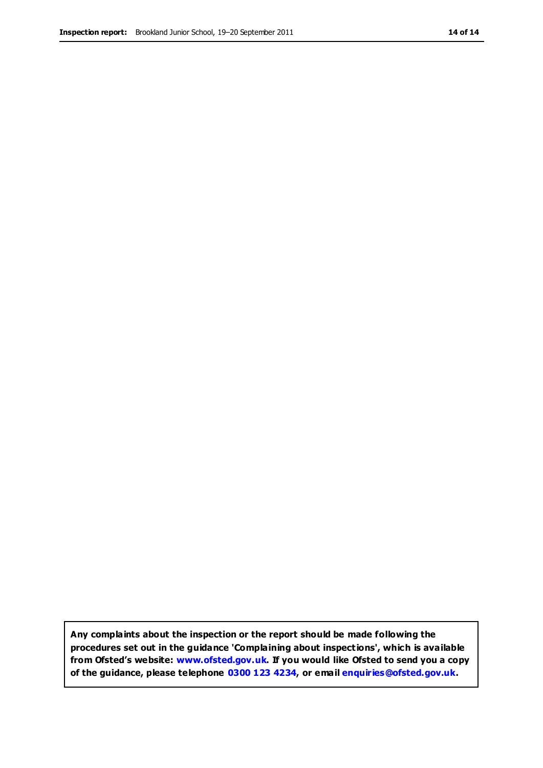**Any complaints about the inspection or the report should be made following the procedures set out in the guidance 'Complaining about inspections', which is available from Ofsted's website: www.ofsted.gov.uk. If you would like Ofsted to send you a copy of the guidance, please telephone 0300 123 4234, or email enquiries@ofsted.gov.uk.**